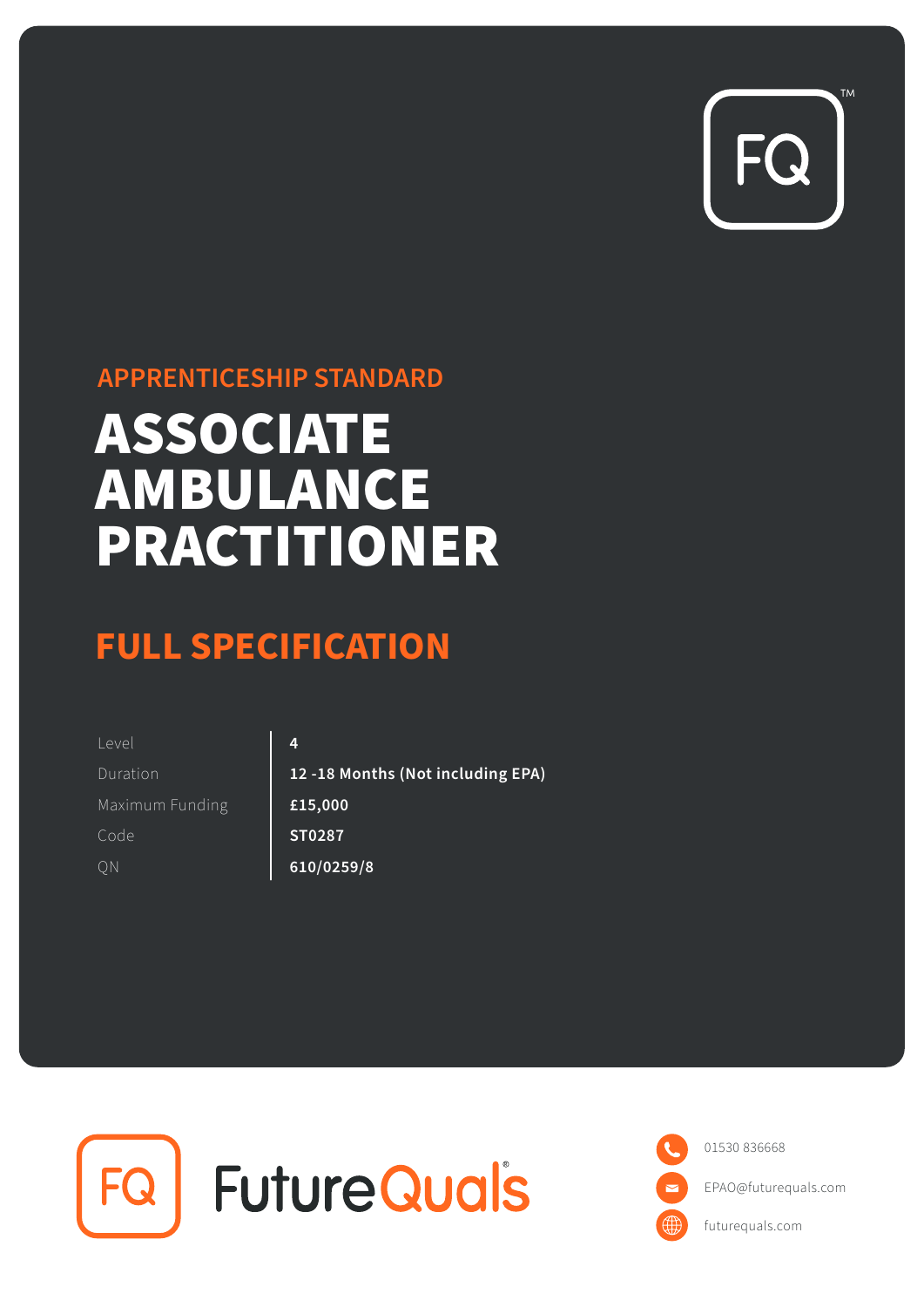APPRENTICESHIP STANDARD

# ASSOCIATE AMBULANCE PRACTITIONER

## FULL SPECIFICATION

| | |
|---|---|
| Level | 4 |
| Duration | 12 -18 Months (Not including EPA) |
| Maximum Funding | £15,000 |
| Code | ST0287 |
| QN | 610/0259/8 |

FutureQuals

01530 836668

EPAO@futurequals.com

futurequals.com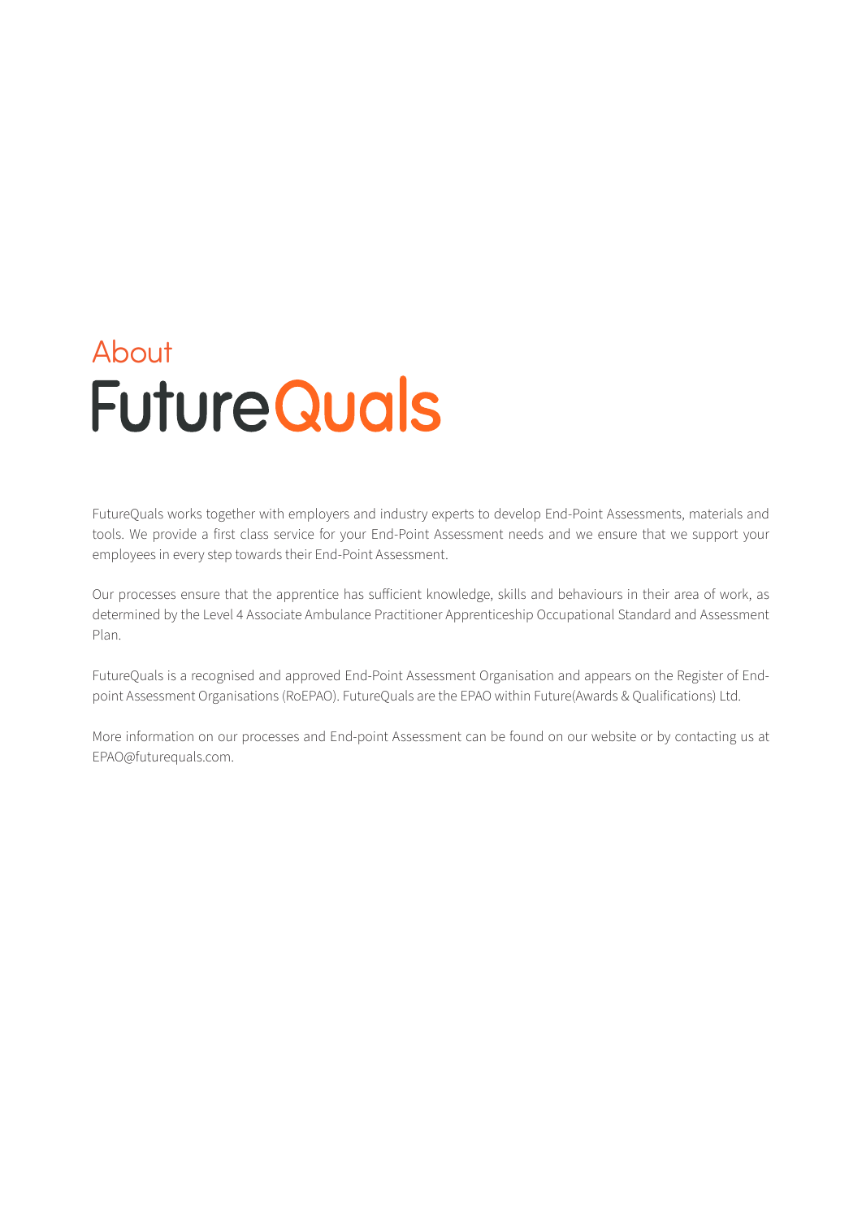# About FutureQuals

FutureQuals works together with employers and industry experts to develop End-Point Assessments, materials and tools. We provide a first class service for your End-Point Assessment needs and we ensure that we support your employees in every step towards their End-Point Assessment.

Our processes ensure that the apprentice has sufficient knowledge, skills and behaviours in their area of work, as determined by the Level 4 Associate Ambulance Practitioner Apprenticeship Occupational Standard and Assessment Plan.

FutureQuals is a recognised and approved End-Point Assessment Organisation and appears on the Register of End-point Assessment Organisations (RoEPAO). FutureQuals are the EPAO within Future(Awards & Qualifications) Ltd.

More information on our processes and End-point Assessment can be found on our website or by contacting us at EPAO@futurequals.com.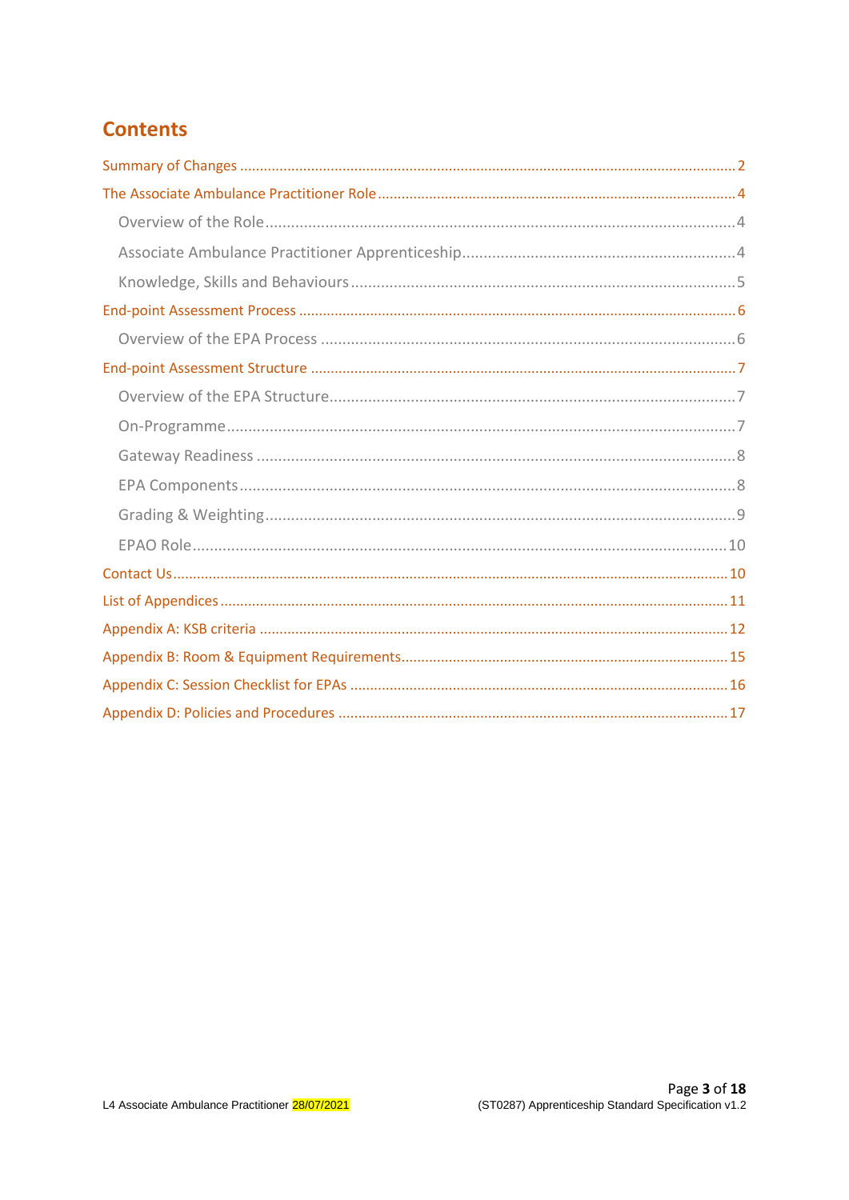# Contents

Summary of Changes .......... 2

The Associate Ambulance Practitioner Role .......... 4

- Overview of the Role .......... 4
- Associate Ambulance Practitioner Apprenticeship .......... 4
- Knowledge, Skills and Behaviours .......... 5

End-point Assessment Process .......... 6

- Overview of the EPA Process .......... 6

End-point Assessment Structure .......... 7

- Overview of the EPA Structure .......... 7
- On-Programme .......... 7
- Gateway Readiness .......... 8
- EPA Components .......... 8
- Grading & Weighting .......... 9
- EPAO Role .......... 10

Contact Us .......... 10

List of Appendices .......... 11

Appendix A: KSB criteria .......... 12

Appendix B: Room & Equipment Requirements .......... 15

Appendix C: Session Checklist for EPAs .......... 16

Appendix D: Policies and Procedures .......... 17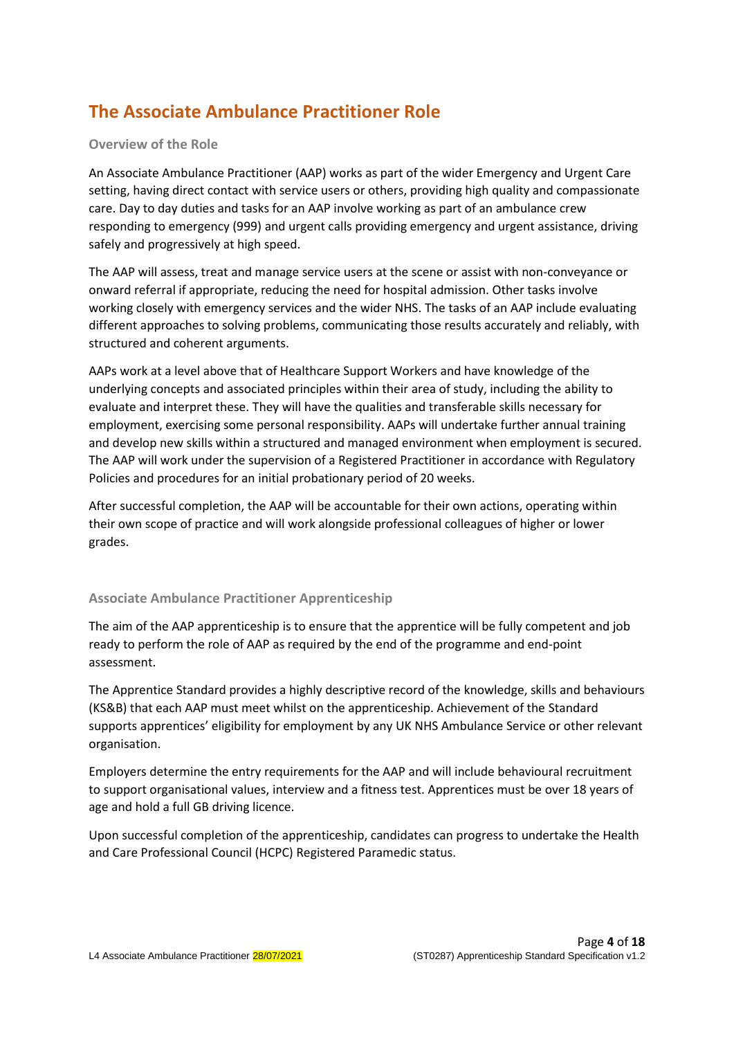# The Associate Ambulance Practitioner Role

## Overview of the Role

An Associate Ambulance Practitioner (AAP) works as part of the wider Emergency and Urgent Care setting, having direct contact with service users or others, providing high quality and compassionate care. Day to day duties and tasks for an AAP involve working as part of an ambulance crew responding to emergency (999) and urgent calls providing emergency and urgent assistance, driving safely and progressively at high speed.

The AAP will assess, treat and manage service users at the scene or assist with non-conveyance or onward referral if appropriate, reducing the need for hospital admission. Other tasks involve working closely with emergency services and the wider NHS. The tasks of an AAP include evaluating different approaches to solving problems, communicating those results accurately and reliably, with structured and coherent arguments.

AAPs work at a level above that of Healthcare Support Workers and have knowledge of the underlying concepts and associated principles within their area of study, including the ability to evaluate and interpret these. They will have the qualities and transferable skills necessary for employment, exercising some personal responsibility. AAPs will undertake further annual training and develop new skills within a structured and managed environment when employment is secured. The AAP will work under the supervision of a Registered Practitioner in accordance with Regulatory Policies and procedures for an initial probationary period of 20 weeks.

After successful completion, the AAP will be accountable for their own actions, operating within their own scope of practice and will work alongside professional colleagues of higher or lower grades.

## Associate Ambulance Practitioner Apprenticeship

The aim of the AAP apprenticeship is to ensure that the apprentice will be fully competent and job ready to perform the role of AAP as required by the end of the programme and end-point assessment.

The Apprentice Standard provides a highly descriptive record of the knowledge, skills and behaviours (KS&B) that each AAP must meet whilst on the apprenticeship. Achievement of the Standard supports apprentices' eligibility for employment by any UK NHS Ambulance Service or other relevant organisation.

Employers determine the entry requirements for the AAP and will include behavioural recruitment to support organisational values, interview and a fitness test. Apprentices must be over 18 years of age and hold a full GB driving licence.

Upon successful completion of the apprenticeship, candidates can progress to undertake the Health and Care Professional Council (HCPC) Registered Paramedic status.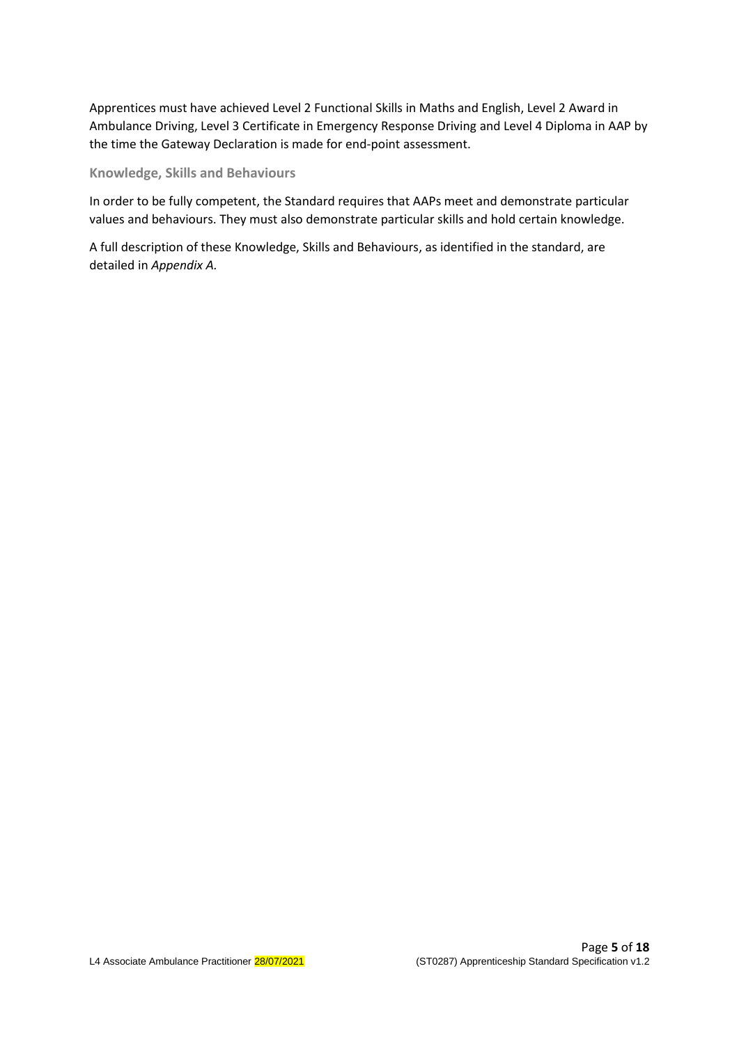Apprentices must have achieved Level 2 Functional Skills in Maths and English, Level 2 Award in Ambulance Driving, Level 3 Certificate in Emergency Response Driving and Level 4 Diploma in AAP by the time the Gateway Declaration is made for end-point assessment.

### Knowledge, Skills and Behaviours

In order to be fully competent, the Standard requires that AAPs meet and demonstrate particular values and behaviours. They must also demonstrate particular skills and hold certain knowledge.

A full description of these Knowledge, Skills and Behaviours, as identified in the standard, are detailed in *Appendix A.*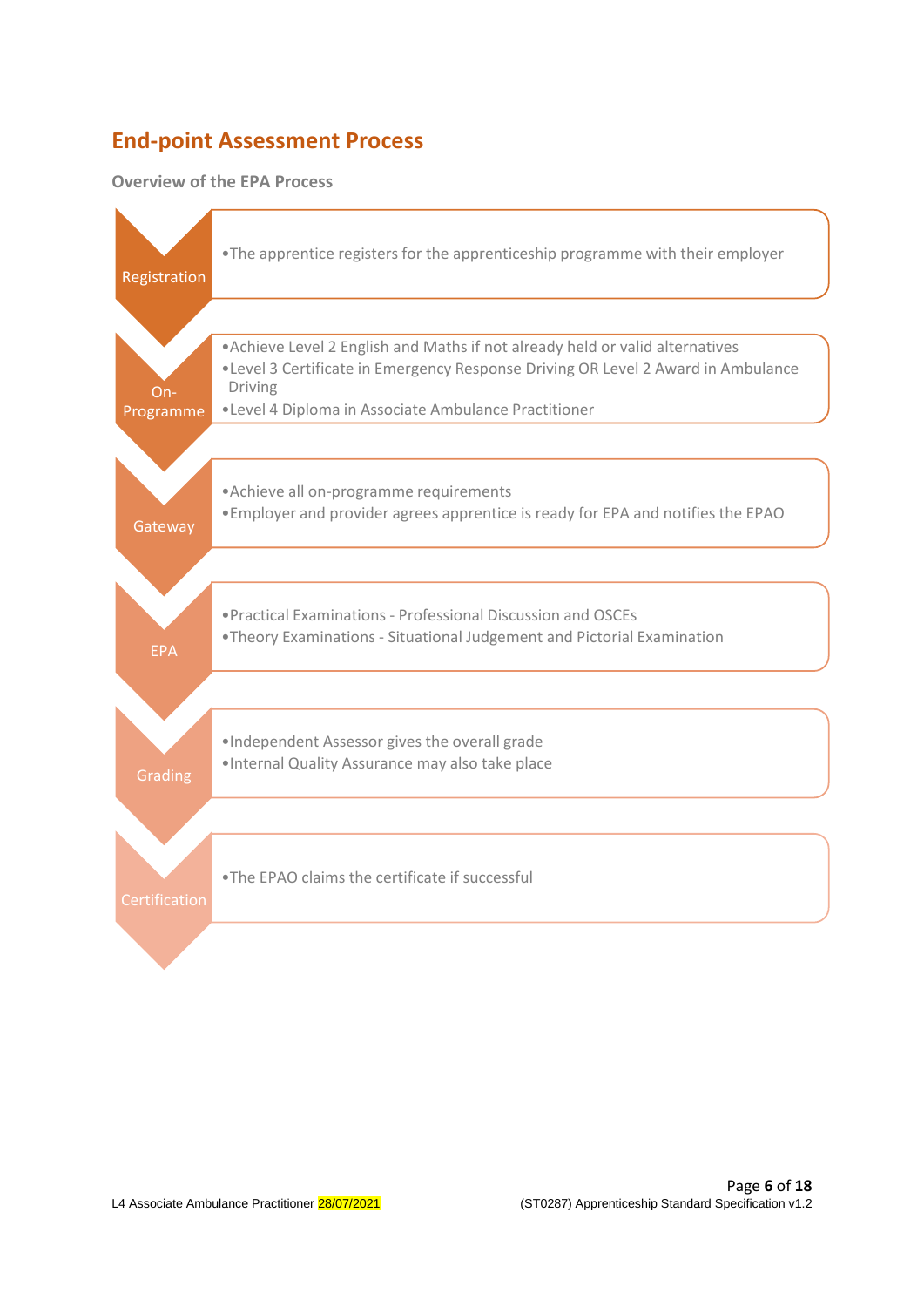## End-point Assessment Process

### Overview of the EPA Process

**Registration**

- The apprentice registers for the apprenticeship programme with their employer

**On-Programme**

- Achieve Level 2 English and Maths if not already held or valid alternatives
- Level 3 Certificate in Emergency Response Driving OR Level 2 Award in Ambulance Driving
- Level 4 Diploma in Associate Ambulance Practitioner

**Gateway**

- Achieve all on-programme requirements
- Employer and provider agrees apprentice is ready for EPA and notifies the EPAO

**EPA**

- Practical Examinations - Professional Discussion and OSCEs
- Theory Examinations - Situational Judgement and Pictorial Examination

**Grading**

- Independent Assessor gives the overall grade
- Internal Quality Assurance may also take place

**Certification**

- The EPAO claims the certificate if successful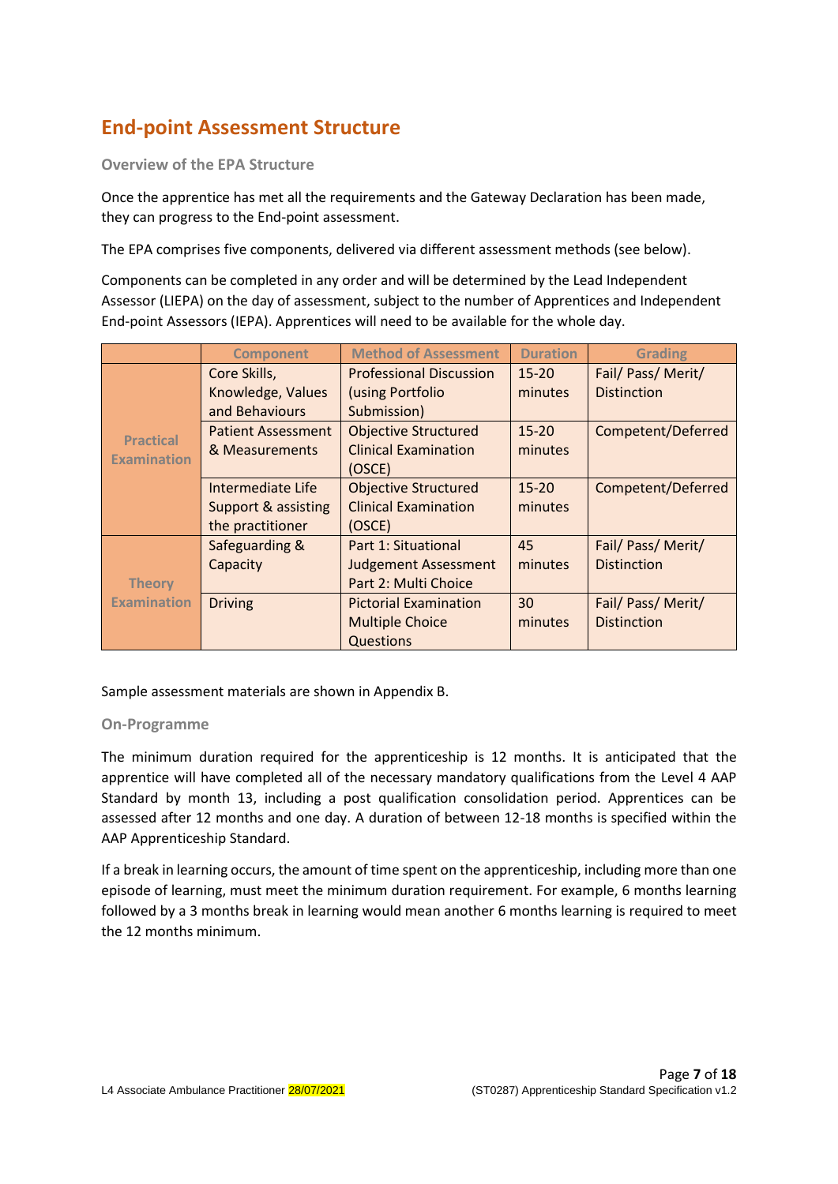# End-point Assessment Structure

### Overview of the EPA Structure

Once the apprentice has met all the requirements and the Gateway Declaration has been made, they can progress to the End-point assessment.

The EPA comprises five components, delivered via different assessment methods (see below).

Components can be completed in any order and will be determined by the Lead Independent Assessor (LIEPA) on the day of assessment, subject to the number of Apprentices and Independent End-point Assessors (IEPA). Apprentices will need to be available for the whole day.

| | Component | Method of Assessment | Duration | Grading |
|---|---|---|---|---|
| Practical Examination | Core Skills, Knowledge, Values and Behaviours | Professional Discussion (using Portfolio Submission) | 15-20 minutes | Fail/ Pass/ Merit/ Distinction |
| | Patient Assessment & Measurements | Objective Structured Clinical Examination (OSCE) | 15-20 minutes | Competent/Deferred |
| | Intermediate Life Support & assisting the practitioner | Objective Structured Clinical Examination (OSCE) | 15-20 minutes | Competent/Deferred |
| Theory Examination | Safeguarding & Capacity | Part 1: Situational Judgement Assessment<br>Part 2: Multi Choice | 45 minutes | Fail/ Pass/ Merit/ Distinction |
| | Driving | Pictorial Examination Multiple Choice Questions | 30 minutes | Fail/ Pass/ Merit/ Distinction |

Sample assessment materials are shown in Appendix B.

### On-Programme

The minimum duration required for the apprenticeship is 12 months. It is anticipated that the apprentice will have completed all of the necessary mandatory qualifications from the Level 4 AAP Standard by month 13, including a post qualification consolidation period. Apprentices can be assessed after 12 months and one day. A duration of between 12-18 months is specified within the AAP Apprenticeship Standard.

If a break in learning occurs, the amount of time spent on the apprenticeship, including more than one episode of learning, must meet the minimum duration requirement. For example, 6 months learning followed by a 3 months break in learning would mean another 6 months learning is required to meet the 12 months minimum.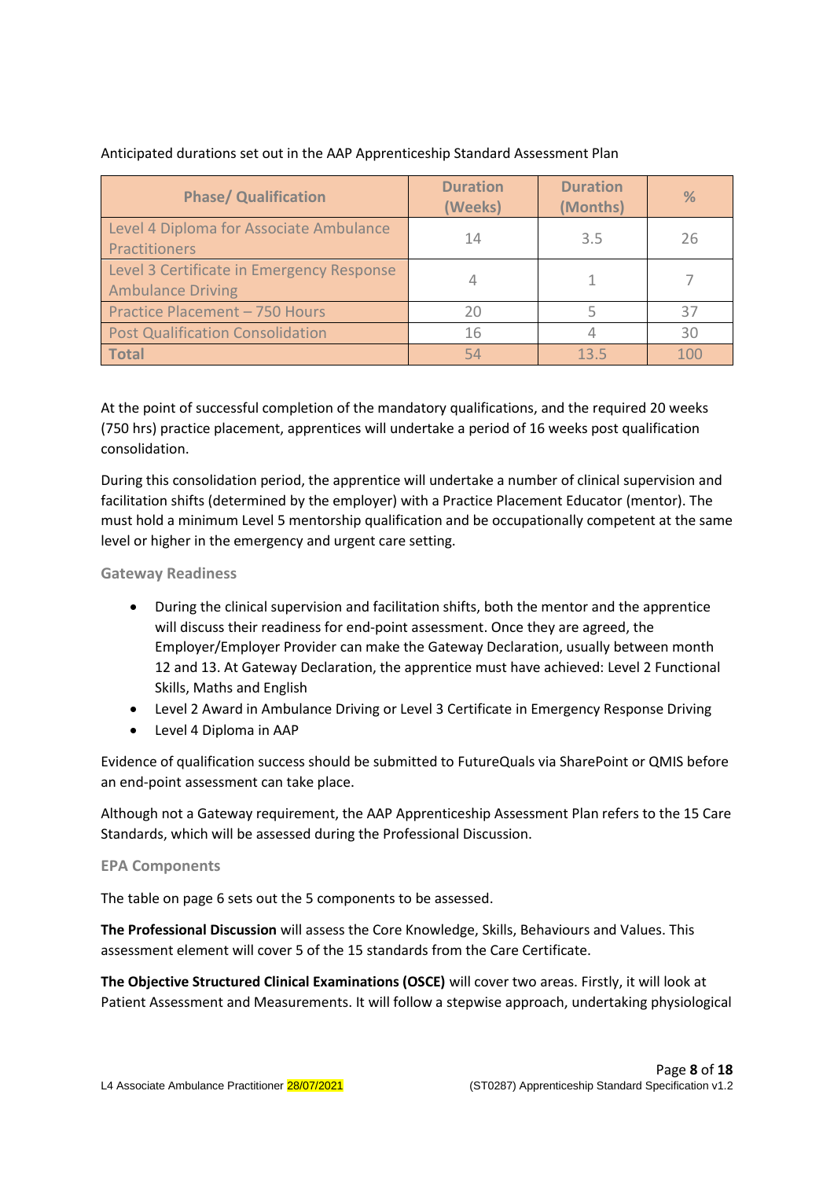Anticipated durations set out in the AAP Apprenticeship Standard Assessment Plan

| Phase/ Qualification | Duration (Weeks) | Duration (Months) | % |
|---|---|---|---|
| Level 4 Diploma for Associate Ambulance Practitioners | 14 | 3.5 | 26 |
| Level 3 Certificate in Emergency Response Ambulance Driving | 4 | 1 | 7 |
| Practice Placement – 750 Hours | 20 | 5 | 37 |
| Post Qualification Consolidation | 16 | 4 | 30 |
| **Total** | 54 | 13.5 | 100 |

At the point of successful completion of the mandatory qualifications, and the required 20 weeks (750 hrs) practice placement, apprentices will undertake a period of 16 weeks post qualification consolidation.

During this consolidation period, the apprentice will undertake a number of clinical supervision and facilitation shifts (determined by the employer) with a Practice Placement Educator (mentor). The must hold a minimum Level 5 mentorship qualification and be occupationally competent at the same level or higher in the emergency and urgent care setting.

### Gateway Readiness

- During the clinical supervision and facilitation shifts, both the mentor and the apprentice will discuss their readiness for end-point assessment. Once they are agreed, the Employer/Employer Provider can make the Gateway Declaration, usually between month 12 and 13. At Gateway Declaration, the apprentice must have achieved: Level 2 Functional Skills, Maths and English
- Level 2 Award in Ambulance Driving or Level 3 Certificate in Emergency Response Driving
- Level 4 Diploma in AAP

Evidence of qualification success should be submitted to FutureQuals via SharePoint or QMIS before an end-point assessment can take place.

Although not a Gateway requirement, the AAP Apprenticeship Assessment Plan refers to the 15 Care Standards, which will be assessed during the Professional Discussion.

### EPA Components

The table on page 6 sets out the 5 components to be assessed.

**The Professional Discussion** will assess the Core Knowledge, Skills, Behaviours and Values. This assessment element will cover 5 of the 15 standards from the Care Certificate.

**The Objective Structured Clinical Examinations (OSCE)** will cover two areas. Firstly, it will look at Patient Assessment and Measurements. It will follow a stepwise approach, undertaking physiological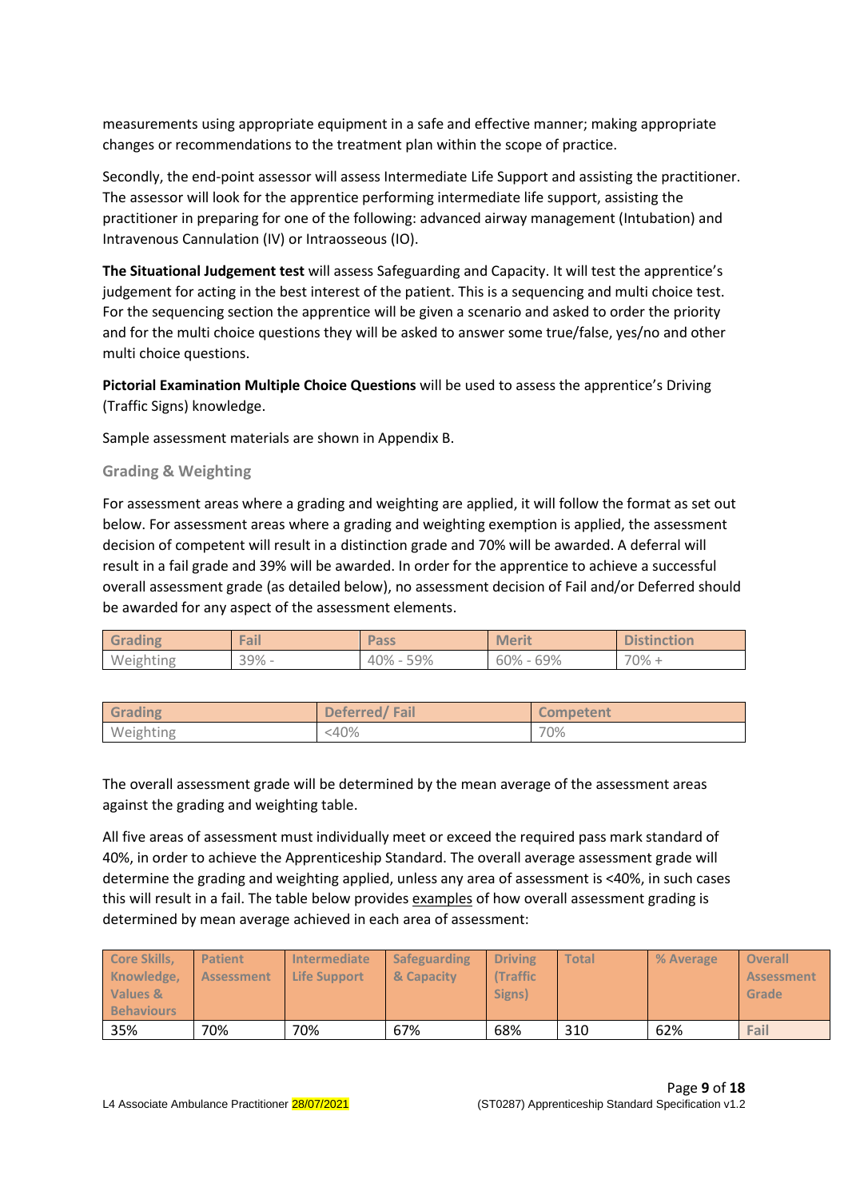measurements using appropriate equipment in a safe and effective manner; making appropriate changes or recommendations to the treatment plan within the scope of practice.

Secondly, the end-point assessor will assess Intermediate Life Support and assisting the practitioner. The assessor will look for the apprentice performing intermediate life support, assisting the practitioner in preparing for one of the following: advanced airway management (Intubation) and Intravenous Cannulation (IV) or Intraosseous (IO).

**The Situational Judgement test** will assess Safeguarding and Capacity. It will test the apprentice's judgement for acting in the best interest of the patient. This is a sequencing and multi choice test. For the sequencing section the apprentice will be given a scenario and asked to order the priority and for the multi choice questions they will be asked to answer some true/false, yes/no and other multi choice questions.

**Pictorial Examination Multiple Choice Questions** will be used to assess the apprentice's Driving (Traffic Signs) knowledge.

Sample assessment materials are shown in Appendix B.

### Grading & Weighting

For assessment areas where a grading and weighting are applied, it will follow the format as set out below. For assessment areas where a grading and weighting exemption is applied, the assessment decision of competent will result in a distinction grade and 70% will be awarded. A deferral will result in a fail grade and 39% will be awarded. In order for the apprentice to achieve a successful overall assessment grade (as detailed below), no assessment decision of Fail and/or Deferred should be awarded for any aspect of the assessment elements.

| Grading | Fail | Pass | Merit | Distinction |
|---|---|---|---|---|
| Weighting | 39% - | 40% - 59% | 60% - 69% | 70% + |

| Grading | Deferred/ Fail | Competent |
|---|---|---|
| Weighting | <40% | 70% |

The overall assessment grade will be determined by the mean average of the assessment areas against the grading and weighting table.

All five areas of assessment must individually meet or exceed the required pass mark standard of 40%, in order to achieve the Apprenticeship Standard. The overall average assessment grade will determine the grading and weighting applied, unless any area of assessment is <40%, in such cases this will result in a fail. The table below provides examples of how overall assessment grading is determined by mean average achieved in each area of assessment:

| Core Skills, Knowledge, Values & Behaviours | Patient Assessment | Intermediate Life Support | Safeguarding & Capacity | Driving (Traffic Signs) | Total | % Average | Overall Assessment Grade |
|---|---|---|---|---|---|---|---|
| 35% | 70% | 70% | 67% | 68% | 310 | 62% | Fail |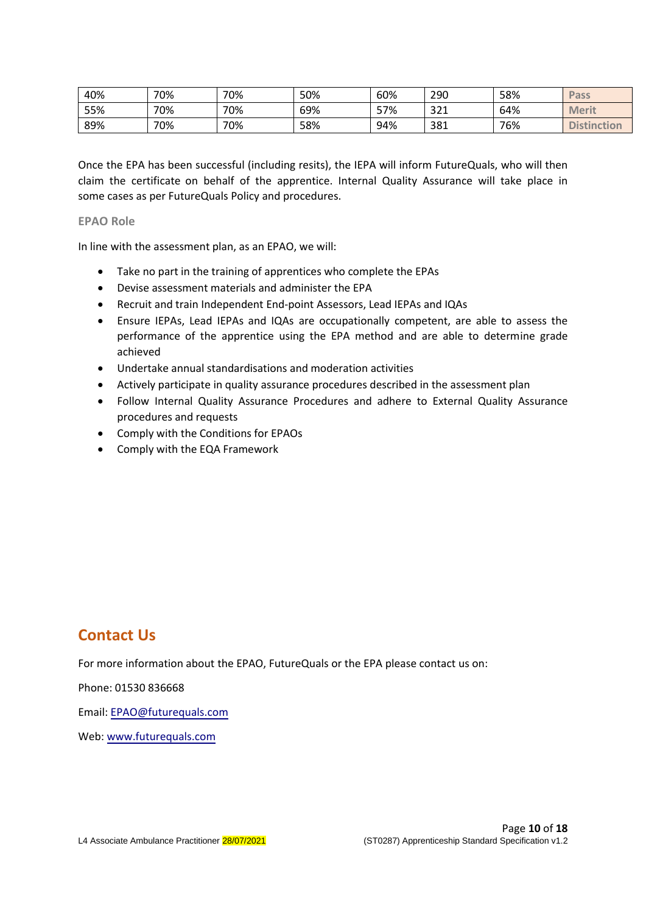| | | | | | | | |
|---|---|---|---|---|---|---|---|
| 40% | 70% | 70% | 50% | 60% | 290 | 58% | Pass |
| 55% | 70% | 70% | 69% | 57% | 321 | 64% | Merit |
| 89% | 70% | 70% | 58% | 94% | 381 | 76% | Distinction |

Once the EPA has been successful (including resits), the IEPA will inform FutureQuals, who will then claim the certificate on behalf of the apprentice. Internal Quality Assurance will take place in some cases as per FutureQuals Policy and procedures.

### EPAO Role

In line with the assessment plan, as an EPAO, we will:

- Take no part in the training of apprentices who complete the EPAs
- Devise assessment materials and administer the EPA
- Recruit and train Independent End-point Assessors, Lead IEPAs and IQAs
- Ensure IEPAs, Lead IEPAs and IQAs are occupationally competent, are able to assess the performance of the apprentice using the EPA method and are able to determine grade achieved
- Undertake annual standardisations and moderation activities
- Actively participate in quality assurance procedures described in the assessment plan
- Follow Internal Quality Assurance Procedures and adhere to External Quality Assurance procedures and requests
- Comply with the Conditions for EPAOs
- Comply with the EQA Framework

## Contact Us

For more information about the EPAO, FutureQuals or the EPA please contact us on:

Phone: 01530 836668

Email: EPAO@futurequals.com

Web: www.futurequals.com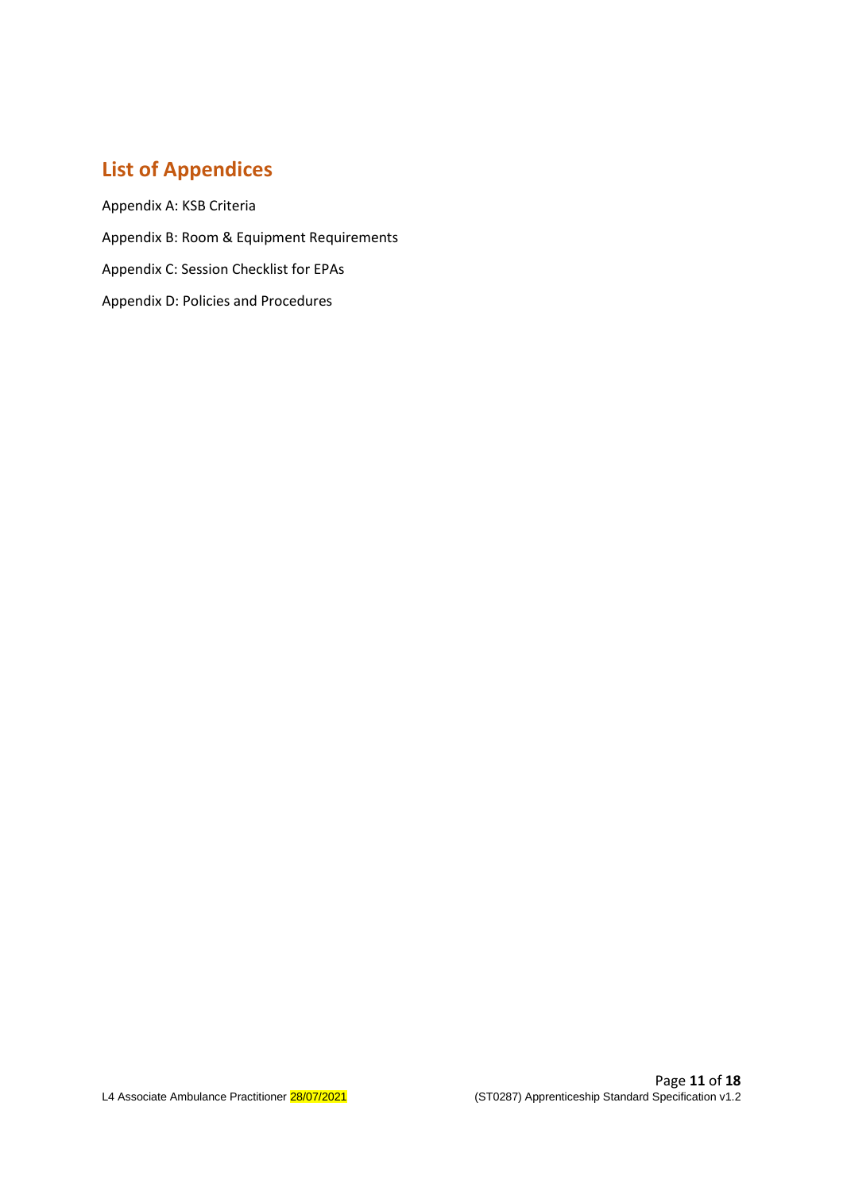## List of Appendices

Appendix A: KSB Criteria

Appendix B: Room & Equipment Requirements

Appendix C: Session Checklist for EPAs

Appendix D: Policies and Procedures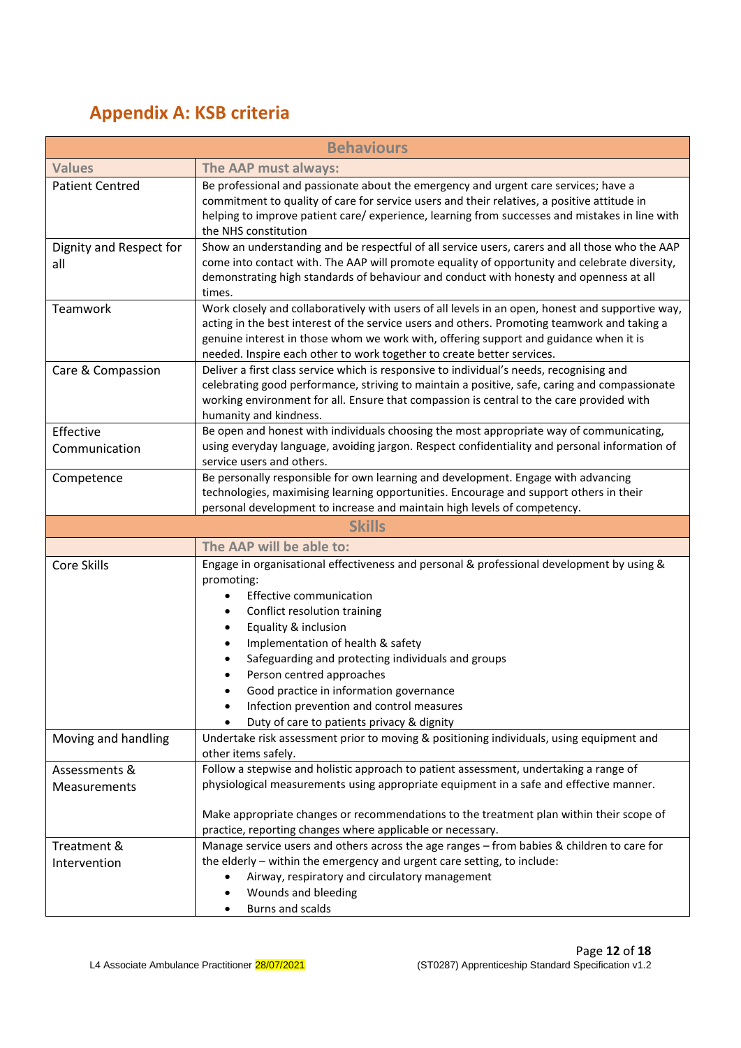## Appendix A: KSB criteria

| Behaviours | |
|---|---|
| **Values** | **The AAP must always:** |
| Patient Centred | Be professional and passionate about the emergency and urgent care services; have a commitment to quality of care for service users and their relatives, a positive attitude in helping to improve patient care/ experience, learning from successes and mistakes in line with the NHS constitution |
| Dignity and Respect for all | Show an understanding and be respectful of all service users, carers and all those who the AAP come into contact with. The AAP will promote equality of opportunity and celebrate diversity, demonstrating high standards of behaviour and conduct with honesty and openness at all times. |
| Teamwork | Work closely and collaboratively with users of all levels in an open, honest and supportive way, acting in the best interest of the service users and others. Promoting teamwork and taking a genuine interest in those whom we work with, offering support and guidance when it is needed. Inspire each other to work together to create better services. |
| Care & Compassion | Deliver a first class service which is responsive to individual's needs, recognising and celebrating good performance, striving to maintain a positive, safe, caring and compassionate working environment for all. Ensure that compassion is central to the care provided with humanity and kindness. |
| Effective Communication | Be open and honest with individuals choosing the most appropriate way of communicating, using everyday language, avoiding jargon. Respect confidentiality and personal information of service users and others. |
| Competence | Be personally responsible for own learning and development. Engage with advancing technologies, maximising learning opportunities. Encourage and support others in their personal development to increase and maintain high levels of competency. |
| **Skills** | |
| | **The AAP will be able to:** |
| Core Skills | Engage in organisational effectiveness and personal & professional development by using & promoting:<br>• Effective communication<br>• Conflict resolution training<br>• Equality & inclusion<br>• Implementation of health & safety<br>• Safeguarding and protecting individuals and groups<br>• Person centred approaches<br>• Good practice in information governance<br>• Infection prevention and control measures<br>• Duty of care to patients privacy & dignity |
| Moving and handling | Undertake risk assessment prior to moving & positioning individuals, using equipment and other items safely. |
| Assessments & Measurements | Follow a stepwise and holistic approach to patient assessment, undertaking a range of physiological measurements using appropriate equipment in a safe and effective manner.<br><br>Make appropriate changes or recommendations to the treatment plan within their scope of practice, reporting changes where applicable or necessary. |
| Treatment & Intervention | Manage service users and others across the age ranges – from babies & children to care for the elderly – within the emergency and urgent care setting, to include:<br>• Airway, respiratory and circulatory management<br>• Wounds and bleeding<br>• Burns and scalds |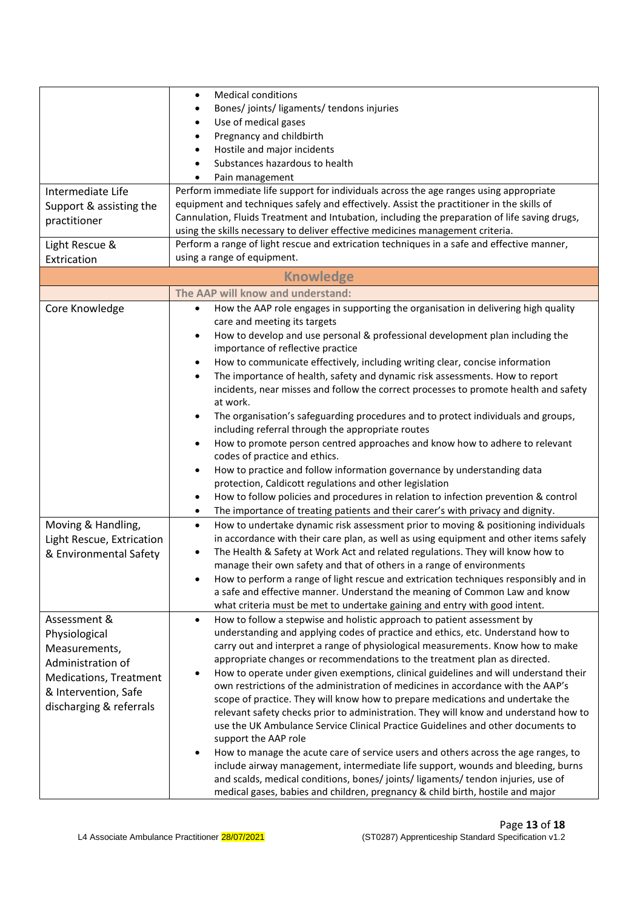| | |
|---|---|
| | • Medical conditions<br>• Bones/ joints/ ligaments/ tendons injuries<br>• Use of medical gases<br>• Pregnancy and childbirth<br>• Hostile and major incidents<br>• Substances hazardous to health<br>• Pain management |
| Intermediate Life Support & assisting the practitioner | Perform immediate life support for individuals across the age ranges using appropriate equipment and techniques safely and effectively. Assist the practitioner in the skills of Cannulation, Fluids Treatment and Intubation, including the preparation of life saving drugs, using the skills necessary to deliver effective medicines management criteria. |
| Light Rescue & Extrication | Perform a range of light rescue and extrication techniques in a safe and effective manner, using a range of equipment. |
| **Knowledge** | |
| | **The AAP will know and understand:** |
| Core Knowledge | • How the AAP role engages in supporting the organisation in delivering high quality care and meeting its targets<br>• How to develop and use personal & professional development plan including the importance of reflective practice<br>• How to communicate effectively, including writing clear, concise information<br>• The importance of health, safety and dynamic risk assessments. How to report incidents, near misses and follow the correct processes to promote health and safety at work.<br>• The organisation's safeguarding procedures and to protect individuals and groups, including referral through the appropriate routes<br>• How to promote person centred approaches and know how to adhere to relevant codes of practice and ethics.<br>• How to practice and follow information governance by understanding data protection, Caldicott regulations and other legislation<br>• How to follow policies and procedures in relation to infection prevention & control<br>• The importance of treating patients and their carer's with privacy and dignity. |
| Moving & Handling, Light Rescue, Extrication & Environmental Safety | • How to undertake dynamic risk assessment prior to moving & positioning individuals in accordance with their care plan, as well as using equipment and other items safely<br>• The Health & Safety at Work Act and related regulations. They will know how to manage their own safety and that of others in a range of environments<br>• How to perform a range of light rescue and extrication techniques responsibly and in a safe and effective manner. Understand the meaning of Common Law and know what criteria must be met to undertake gaining and entry with good intent. |
| Assessment & Physiological Measurements, Administration of Medications, Treatment & Intervention, Safe discharging & referrals | • How to follow a stepwise and holistic approach to patient assessment by understanding and applying codes of practice and ethics, etc. Understand how to carry out and interpret a range of physiological measurements. Know how to make appropriate changes or recommendations to the treatment plan as directed.<br>• How to operate under given exemptions, clinical guidelines and will understand their own restrictions of the administration of medicines in accordance with the AAP's scope of practice. They will know how to prepare medications and undertake the relevant safety checks prior to administration. They will know and understand how to use the UK Ambulance Service Clinical Practice Guidelines and other documents to support the AAP role<br>• How to manage the acute care of service users and others across the age ranges, to include airway management, intermediate life support, wounds and bleeding, burns and scalds, medical conditions, bones/ joints/ ligaments/ tendon injuries, use of medical gases, babies and children, pregnancy & child birth, hostile and major |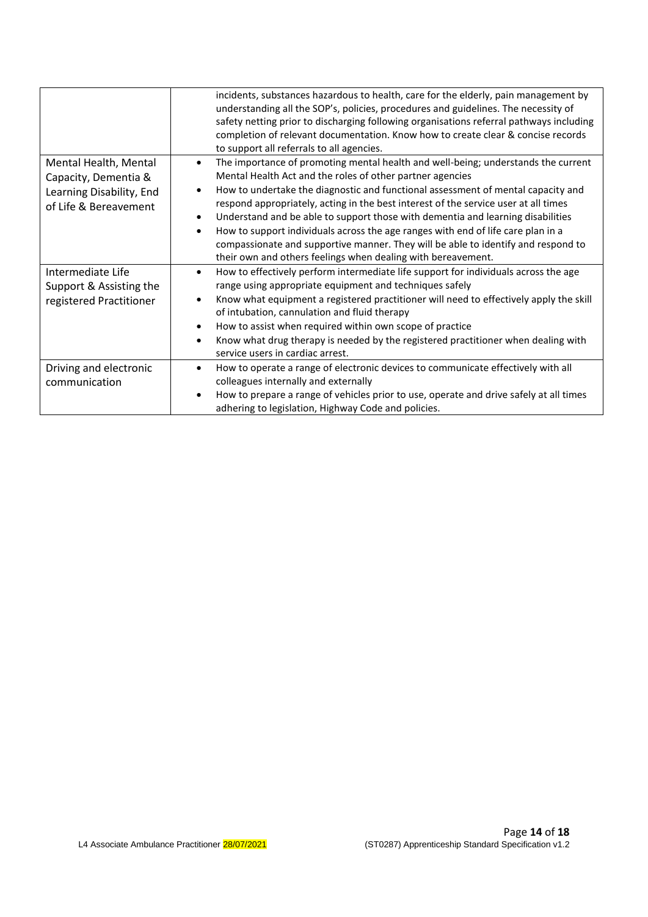| | |
|---|---|
| | incidents, substances hazardous to health, care for the elderly, pain management by understanding all the SOP's, policies, procedures and guidelines. The necessity of safety netting prior to discharging following organisations referral pathways including completion of relevant documentation. Know how to create clear & concise records to support all referrals to all agencies. |
| Mental Health, Mental Capacity, Dementia & Learning Disability, End of Life & Bereavement | • The importance of promoting mental health and well-being; understands the current Mental Health Act and the roles of other partner agencies<br>• How to undertake the diagnostic and functional assessment of mental capacity and respond appropriately, acting in the best interest of the service user at all times<br>• Understand and be able to support those with dementia and learning disabilities<br>• How to support individuals across the age ranges with end of life care plan in a compassionate and supportive manner. They will be able to identify and respond to their own and others feelings when dealing with bereavement. |
| Intermediate Life Support & Assisting the registered Practitioner | • How to effectively perform intermediate life support for individuals across the age range using appropriate equipment and techniques safely<br>• Know what equipment a registered practitioner will need to effectively apply the skill of intubation, cannulation and fluid therapy<br>• How to assist when required within own scope of practice<br>• Know what drug therapy is needed by the registered practitioner when dealing with service users in cardiac arrest. |
| Driving and electronic communication | • How to operate a range of electronic devices to communicate effectively with all colleagues internally and externally<br>• How to prepare a range of vehicles prior to use, operate and drive safely at all times adhering to legislation, Highway Code and policies. |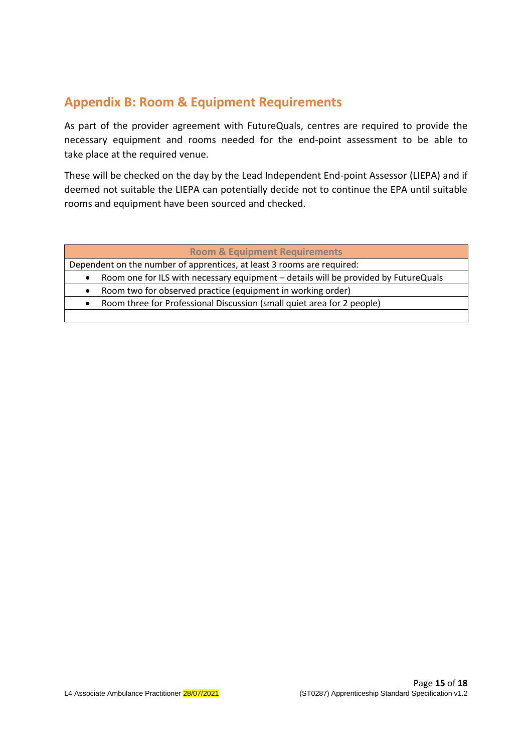## Appendix B: Room & Equipment Requirements

As part of the provider agreement with FutureQuals, centres are required to provide the necessary equipment and rooms needed for the end-point assessment to be able to take place at the required venue.

These will be checked on the day by the Lead Independent End-point Assessor (LIEPA) and if deemed not suitable the LIEPA can potentially decide not to continue the EPA until suitable rooms and equipment have been sourced and checked.

| Room & Equipment Requirements |
| --- |
| Dependent on the number of apprentices, at least 3 rooms are required: |
| • Room one for ILS with necessary equipment – details will be provided by FutureQuals |
| • Room two for observed practice (equipment in working order) |
| • Room three for Professional Discussion (small quiet area for 2 people) |
| |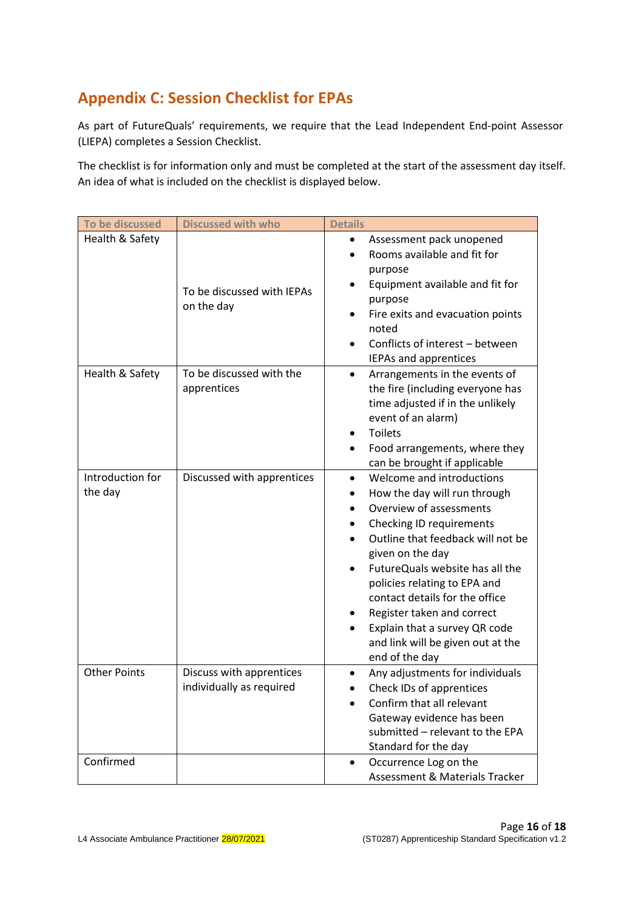## Appendix C: Session Checklist for EPAs

As part of FutureQuals' requirements, we require that the Lead Independent End-point Assessor (LIEPA) completes a Session Checklist.

The checklist is for information only and must be completed at the start of the assessment day itself. An idea of what is included on the checklist is displayed below.

| To be discussed | Discussed with who | Details |
|---|---|---|
| Health & Safety | To be discussed with IEPAs on the day | • Assessment pack unopened<br>• Rooms available and fit for purpose<br>• Equipment available and fit for purpose<br>• Fire exits and evacuation points noted<br>• Conflicts of interest – between IEPAs and apprentices |
| Health & Safety | To be discussed with the apprentices | • Arrangements in the events of the fire (including everyone has time adjusted if in the unlikely event of an alarm)<br>• Toilets<br>• Food arrangements, where they can be brought if applicable |
| Introduction for the day | Discussed with apprentices | • Welcome and introductions<br>• How the day will run through<br>• Overview of assessments<br>• Checking ID requirements<br>• Outline that feedback will not be given on the day<br>• FutureQuals website has all the policies relating to EPA and contact details for the office<br>• Register taken and correct<br>• Explain that a survey QR code and link will be given out at the end of the day |
| Other Points | Discuss with apprentices individually as required | • Any adjustments for individuals<br>• Check IDs of apprentices<br>• Confirm that all relevant Gateway evidence has been submitted – relevant to the EPA Standard for the day |
| Confirmed | | • Occurrence Log on the Assessment & Materials Tracker |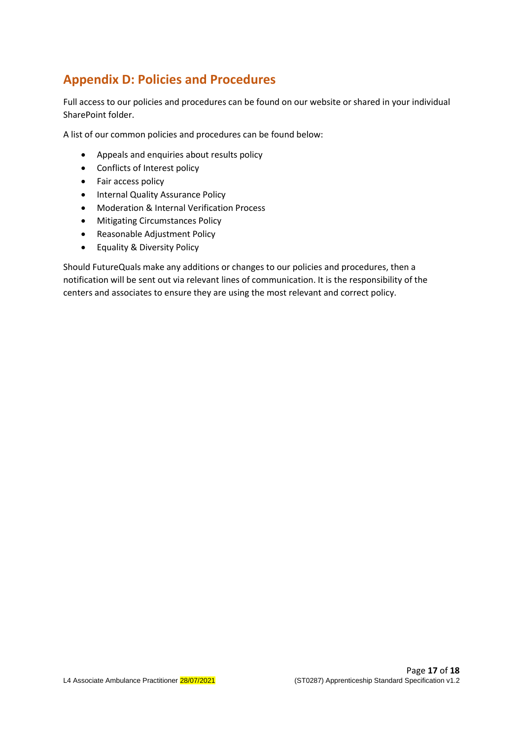## Appendix D: Policies and Procedures

Full access to our policies and procedures can be found on our website or shared in your individual SharePoint folder.

A list of our common policies and procedures can be found below:

- Appeals and enquiries about results policy
- Conflicts of Interest policy
- Fair access policy
- Internal Quality Assurance Policy
- Moderation & Internal Verification Process
- Mitigating Circumstances Policy
- Reasonable Adjustment Policy
- Equality & Diversity Policy

Should FutureQuals make any additions or changes to our policies and procedures, then a notification will be sent out via relevant lines of communication. It is the responsibility of the centers and associates to ensure they are using the most relevant and correct policy.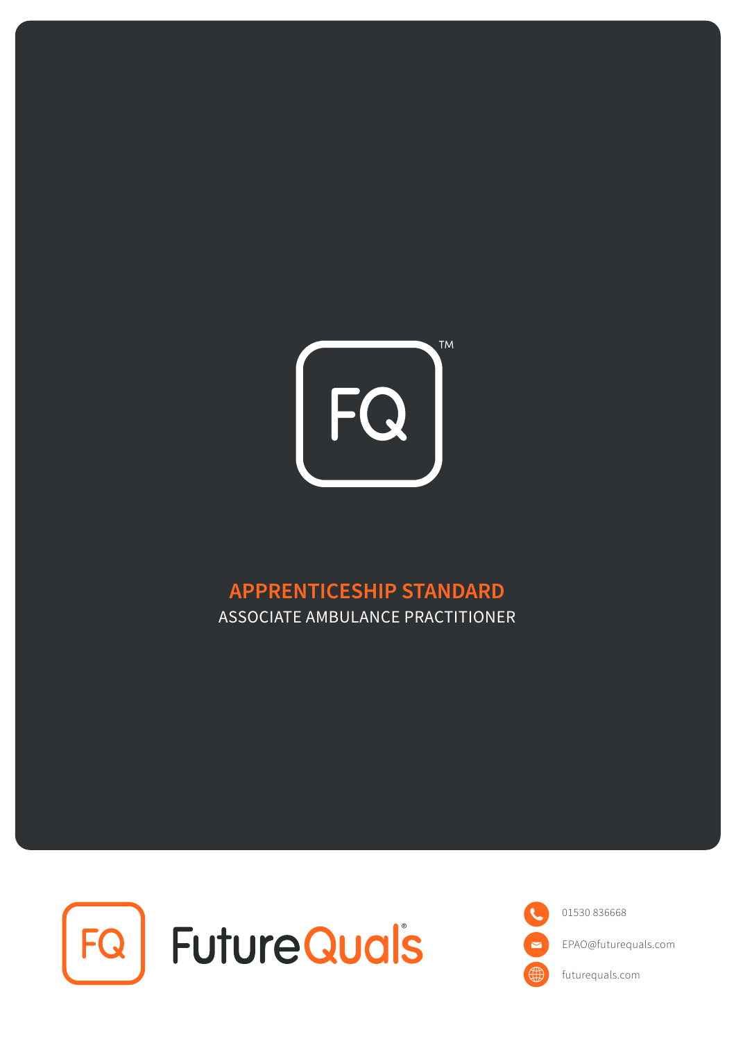FQ™

**APPRENTICESHIP STANDARD**

ASSOCIATE AMBULANCE PRACTITIONER

FQ FutureQuals®

01530 836668

EPAO@futurequals.com

futurequals.com